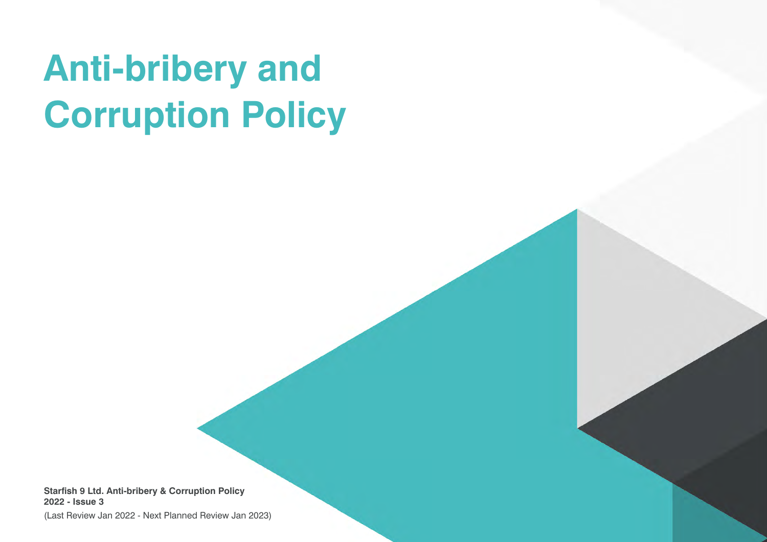# Anti-bribery and Corruption Policy

**Starfish 9 Ltd. Anti-bribery & Corruption Policy**
**2022 - Issue 3**
(Last Review Jan 2022 - Next Planned Review Jan 2023)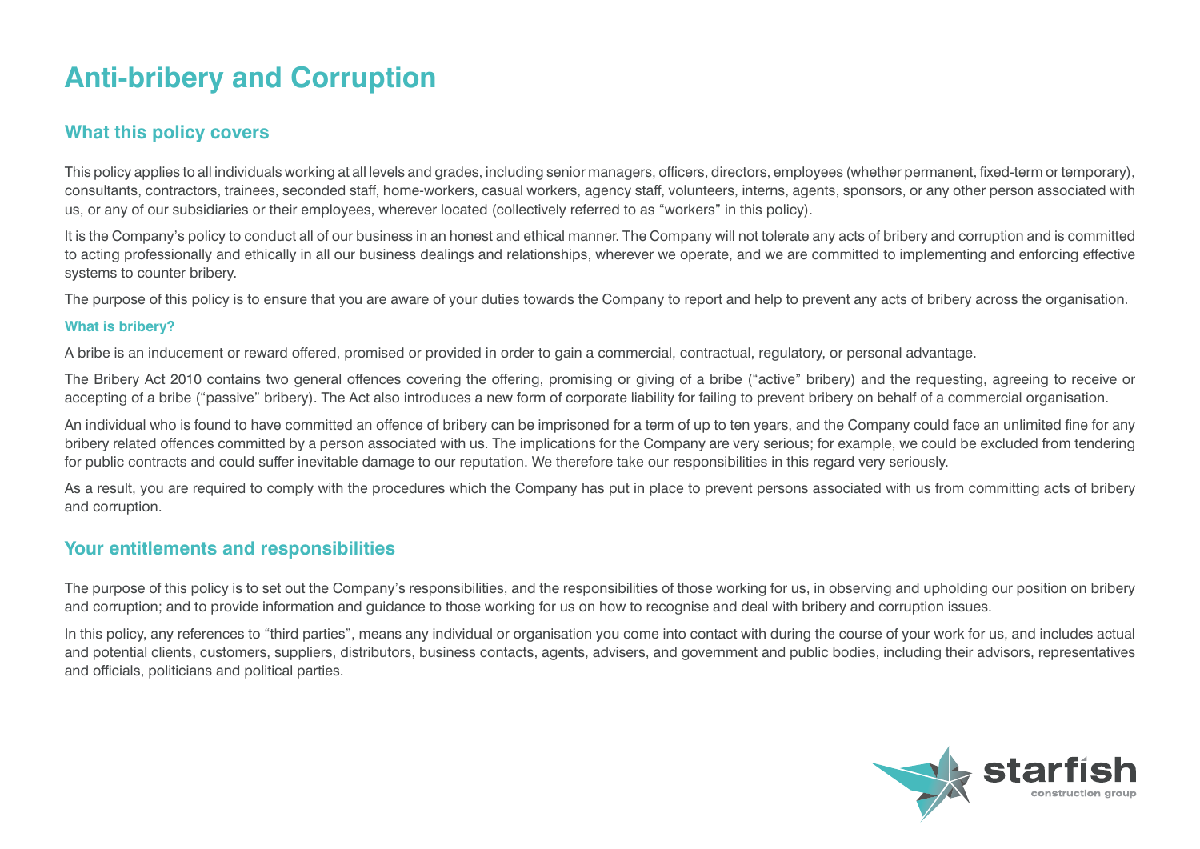# Anti-bribery and Corruption

## What this policy covers

This policy applies to all individuals working at all levels and grades, including senior managers, officers, directors, employees (whether permanent, fixed-term or temporary), consultants, contractors, trainees, seconded staff, home-workers, casual workers, agency staff, volunteers, interns, agents, sponsors, or any other person associated with us, or any of our subsidiaries or their employees, wherever located (collectively referred to as "workers" in this policy).

It is the Company's policy to conduct all of our business in an honest and ethical manner. The Company will not tolerate any acts of bribery and corruption and is committed to acting professionally and ethically in all our business dealings and relationships, wherever we operate, and we are committed to implementing and enforcing effective systems to counter bribery.

The purpose of this policy is to ensure that you are aware of your duties towards the Company to report and help to prevent any acts of bribery across the organisation.

### What is bribery?

A bribe is an inducement or reward offered, promised or provided in order to gain a commercial, contractual, regulatory, or personal advantage.

The Bribery Act 2010 contains two general offences covering the offering, promising or giving of a bribe ("active" bribery) and the requesting, agreeing to receive or accepting of a bribe ("passive" bribery). The Act also introduces a new form of corporate liability for failing to prevent bribery on behalf of a commercial organisation.

An individual who is found to have committed an offence of bribery can be imprisoned for a term of up to ten years, and the Company could face an unlimited fine for any bribery related offences committed by a person associated with us. The implications for the Company are very serious; for example, we could be excluded from tendering for public contracts and could suffer inevitable damage to our reputation. We therefore take our responsibilities in this regard very seriously.

As a result, you are required to comply with the procedures which the Company has put in place to prevent persons associated with us from committing acts of bribery and corruption.

## Your entitlements and responsibilities

The purpose of this policy is to set out the Company's responsibilities, and the responsibilities of those working for us, in observing and upholding our position on bribery and corruption; and to provide information and guidance to those working for us on how to recognise and deal with bribery and corruption issues.

In this policy, any references to "third parties", means any individual or organisation you come into contact with during the course of your work for us, and includes actual and potential clients, customers, suppliers, distributors, business contacts, agents, advisers, and government and public bodies, including their advisors, representatives and officials, politicians and political parties.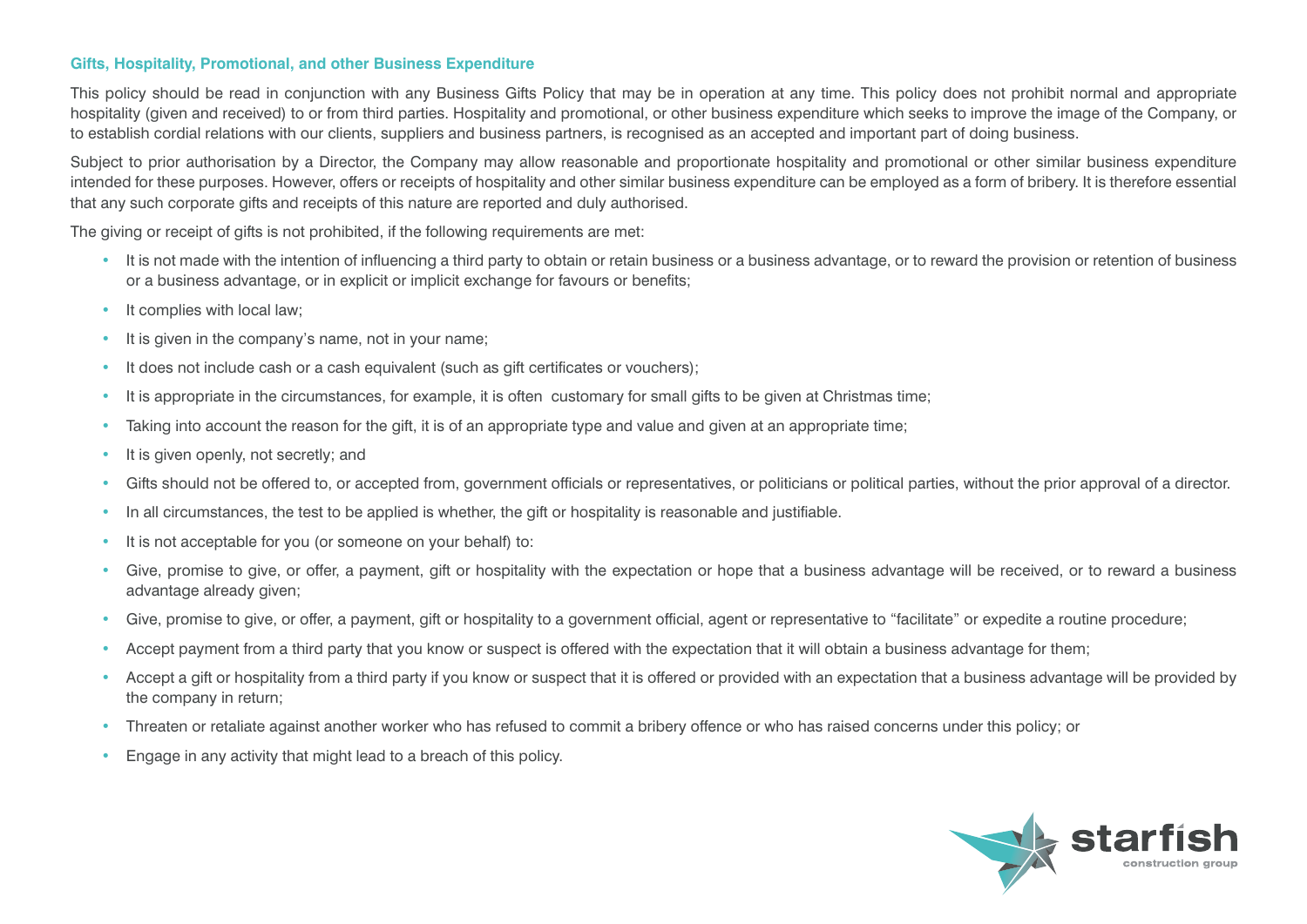### Gifts, Hospitality, Promotional, and other Business Expenditure

This policy should be read in conjunction with any Business Gifts Policy that may be in operation at any time. This policy does not prohibit normal and appropriate hospitality (given and received) to or from third parties. Hospitality and promotional, or other business expenditure which seeks to improve the image of the Company, or to establish cordial relations with our clients, suppliers and business partners, is recognised as an accepted and important part of doing business.

Subject to prior authorisation by a Director, the Company may allow reasonable and proportionate hospitality and promotional or other similar business expenditure intended for these purposes. However, offers or receipts of hospitality and other similar business expenditure can be employed as a form of bribery. It is therefore essential that any such corporate gifts and receipts of this nature are reported and duly authorised.

The giving or receipt of gifts is not prohibited, if the following requirements are met:

- It is not made with the intention of influencing a third party to obtain or retain business or a business advantage, or to reward the provision or retention of business or a business advantage, or in explicit or implicit exchange for favours or benefits;
- It complies with local law;
- It is given in the company's name, not in your name;
- It does not include cash or a cash equivalent (such as gift certificates or vouchers);
- It is appropriate in the circumstances, for example, it is often customary for small gifts to be given at Christmas time;
- Taking into account the reason for the gift, it is of an appropriate type and value and given at an appropriate time;
- It is given openly, not secretly; and
- Gifts should not be offered to, or accepted from, government officials or representatives, or politicians or political parties, without the prior approval of a director.
- In all circumstances, the test to be applied is whether, the gift or hospitality is reasonable and justifiable.
- It is not acceptable for you (or someone on your behalf) to:
- Give, promise to give, or offer, a payment, gift or hospitality with the expectation or hope that a business advantage will be received, or to reward a business advantage already given;
- Give, promise to give, or offer, a payment, gift or hospitality to a government official, agent or representative to "facilitate" or expedite a routine procedure;
- Accept payment from a third party that you know or suspect is offered with the expectation that it will obtain a business advantage for them;
- Accept a gift or hospitality from a third party if you know or suspect that it is offered or provided with an expectation that a business advantage will be provided by the company in return;
- Threaten or retaliate against another worker who has refused to commit a bribery offence or who has raised concerns under this policy; or
- Engage in any activity that might lead to a breach of this policy.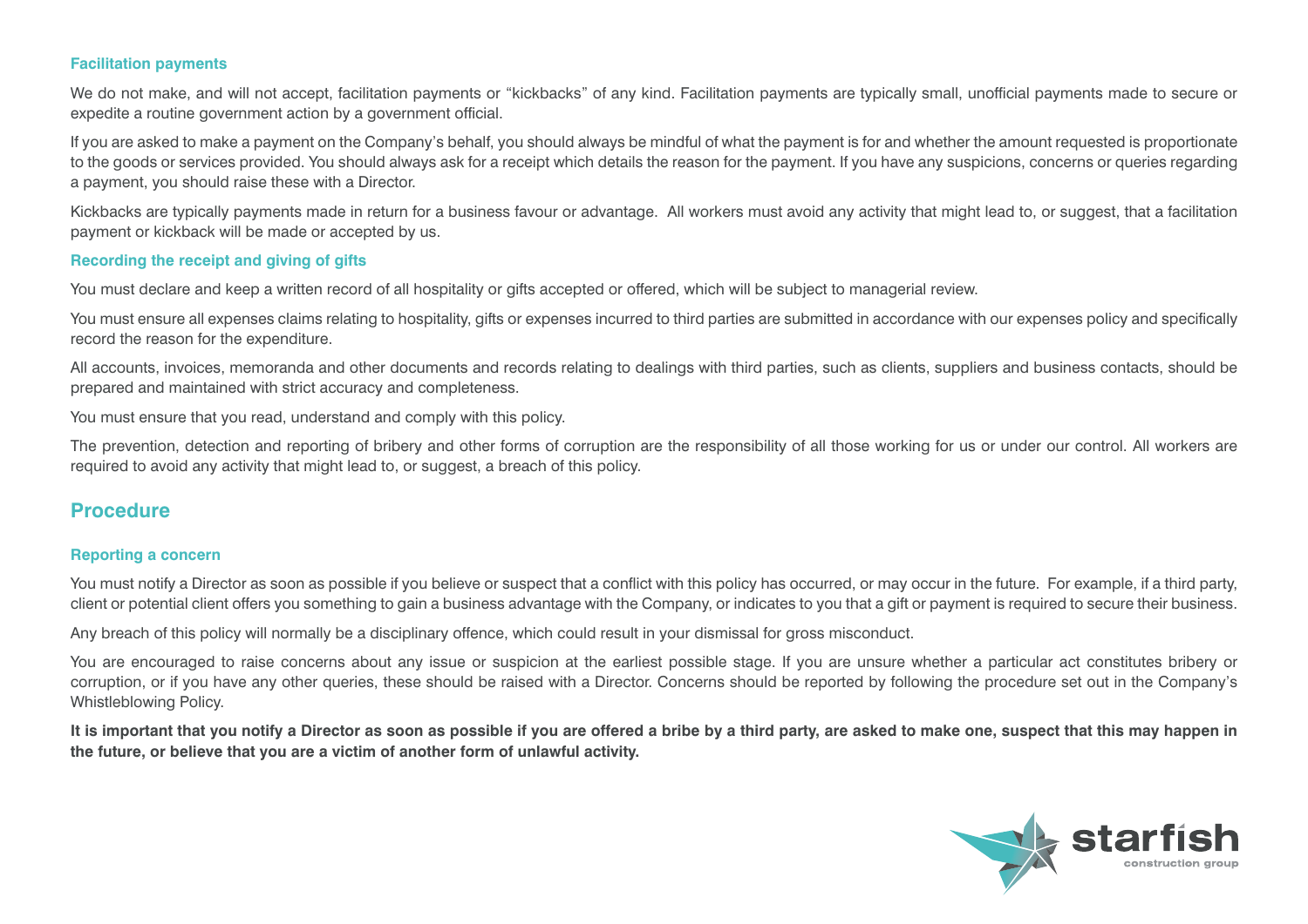### Facilitation payments

We do not make, and will not accept, facilitation payments or "kickbacks" of any kind. Facilitation payments are typically small, unofficial payments made to secure or expedite a routine government action by a government official.

If you are asked to make a payment on the Company's behalf, you should always be mindful of what the payment is for and whether the amount requested is proportionate to the goods or services provided. You should always ask for a receipt which details the reason for the payment. If you have any suspicions, concerns or queries regarding a payment, you should raise these with a Director.

Kickbacks are typically payments made in return for a business favour or advantage. All workers must avoid any activity that might lead to, or suggest, that a facilitation payment or kickback will be made or accepted by us.

### Recording the receipt and giving of gifts

You must declare and keep a written record of all hospitality or gifts accepted or offered, which will be subject to managerial review.

You must ensure all expenses claims relating to hospitality, gifts or expenses incurred to third parties are submitted in accordance with our expenses policy and specifically record the reason for the expenditure.

All accounts, invoices, memoranda and other documents and records relating to dealings with third parties, such as clients, suppliers and business contacts, should be prepared and maintained with strict accuracy and completeness.

You must ensure that you read, understand and comply with this policy.

The prevention, detection and reporting of bribery and other forms of corruption are the responsibility of all those working for us or under our control. All workers are required to avoid any activity that might lead to, or suggest, a breach of this policy.

## Procedure

### Reporting a concern

You must notify a Director as soon as possible if you believe or suspect that a conflict with this policy has occurred, or may occur in the future. For example, if a third party, client or potential client offers you something to gain a business advantage with the Company, or indicates to you that a gift or payment is required to secure their business.

Any breach of this policy will normally be a disciplinary offence, which could result in your dismissal for gross misconduct.

You are encouraged to raise concerns about any issue or suspicion at the earliest possible stage. If you are unsure whether a particular act constitutes bribery or corruption, or if you have any other queries, these should be raised with a Director. Concerns should be reported by following the procedure set out in the Company's Whistleblowing Policy.

**It is important that you notify a Director as soon as possible if you are offered a bribe by a third party, are asked to make one, suspect that this may happen in the future, or believe that you are a victim of another form of unlawful activity.**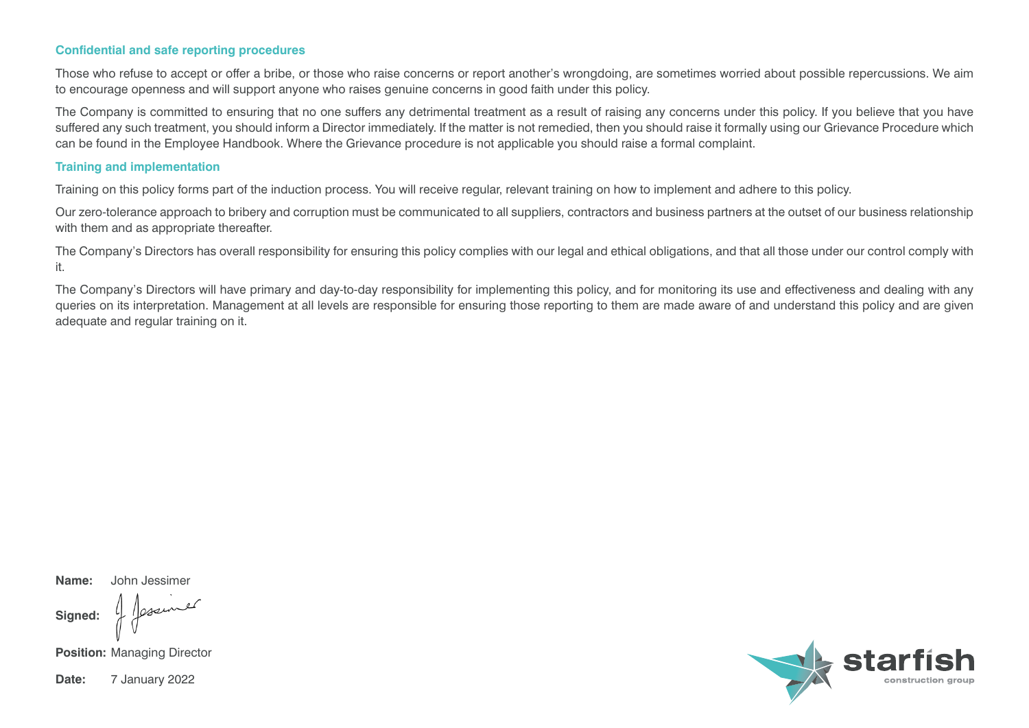### Confidential and safe reporting procedures

Those who refuse to accept or offer a bribe, or those who raise concerns or report another's wrongdoing, are sometimes worried about possible repercussions. We aim to encourage openness and will support anyone who raises genuine concerns in good faith under this policy.

The Company is committed to ensuring that no one suffers any detrimental treatment as a result of raising any concerns under this policy. If you believe that you have suffered any such treatment, you should inform a Director immediately. If the matter is not remedied, then you should raise it formally using our Grievance Procedure which can be found in the Employee Handbook. Where the Grievance procedure is not applicable you should raise a formal complaint.

### Training and implementation

Training on this policy forms part of the induction process. You will receive regular, relevant training on how to implement and adhere to this policy.

Our zero-tolerance approach to bribery and corruption must be communicated to all suppliers, contractors and business partners at the outset of our business relationship with them and as appropriate thereafter.

The Company's Directors has overall responsibility for ensuring this policy complies with our legal and ethical obligations, and that all those under our control comply with it.

The Company's Directors will have primary and day-to-day responsibility for implementing this policy, and for monitoring its use and effectiveness and dealing with any queries on its interpretation. Management at all levels are responsible for ensuring those reporting to them are made aware of and understand this policy and are given adequate and regular training on it.

**Name:** John Jessimer

**Signed:** J Jessimer

**Position:** Managing Director

**Date:** 7 January 2022

starfish construction group